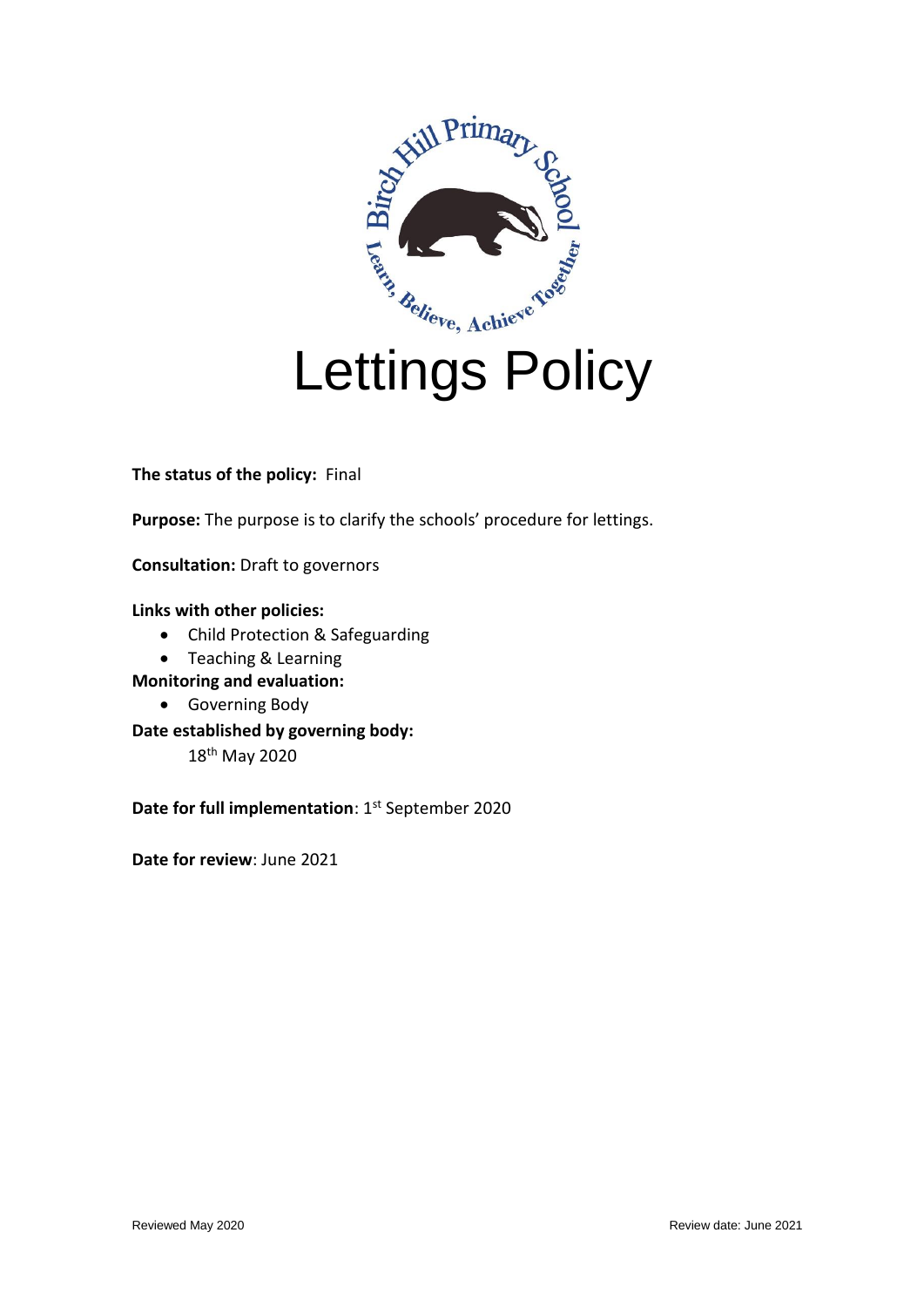# Lettings Policy

**The status of the policy:** Final

**Purpose:** The purpose is to clarify the schools' procedure for lettings.

**Consultation:** Draft to governors

**Links with other policies:**

- Child Protection & Safeguarding
- Teaching & Learning

**Monitoring and evaluation:**

- Governing Body

**Date established by governing body:**

18th May 2020

**Date for full implementation**: 1st September 2020

**Date for review**: June 2021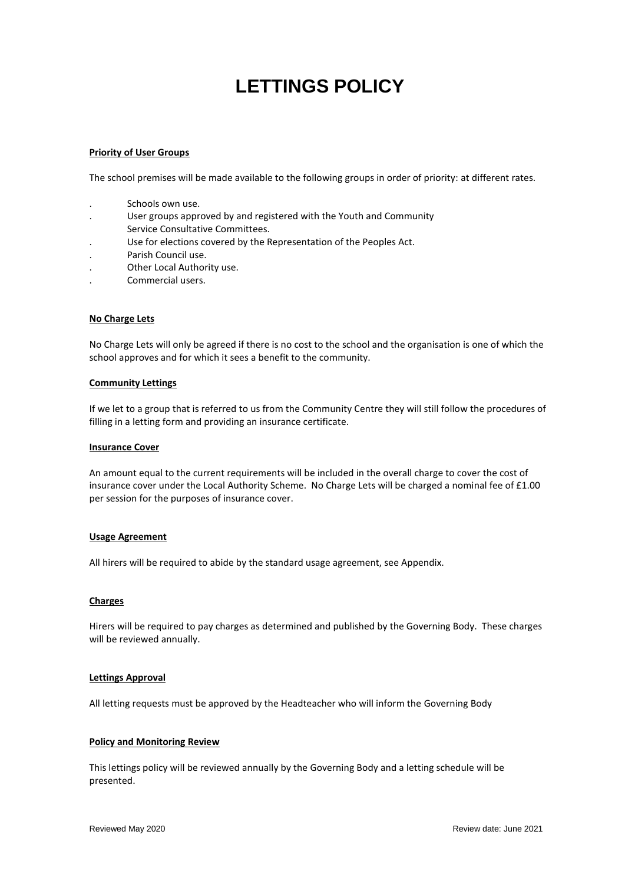# LETTINGS POLICY

**Priority of User Groups**

The school premises will be made available to the following groups in order of priority: at different rates.

- Schools own use.
- User groups approved by and registered with the Youth and Community Service Consultative Committees.
- Use for elections covered by the Representation of the Peoples Act.
- Parish Council use.
- Other Local Authority use.
- Commercial users.

**No Charge Lets**

No Charge Lets will only be agreed if there is no cost to the school and the organisation is one of which the school approves and for which it sees a benefit to the community.

**Community Lettings**

If we let to a group that is referred to us from the Community Centre they will still follow the procedures of filling in a letting form and providing an insurance certificate.

**Insurance Cover**

An amount equal to the current requirements will be included in the overall charge to cover the cost of insurance cover under the Local Authority Scheme. No Charge Lets will be charged a nominal fee of £1.00 per session for the purposes of insurance cover.

**Usage Agreement**

All hirers will be required to abide by the standard usage agreement, see Appendix.

**Charges**

Hirers will be required to pay charges as determined and published by the Governing Body. These charges will be reviewed annually.

**Lettings Approval**

All letting requests must be approved by the Headteacher who will inform the Governing Body

**Policy and Monitoring Review**

This lettings policy will be reviewed annually by the Governing Body and a letting schedule will be presented.

Reviewed May 2020 Review date: June 2021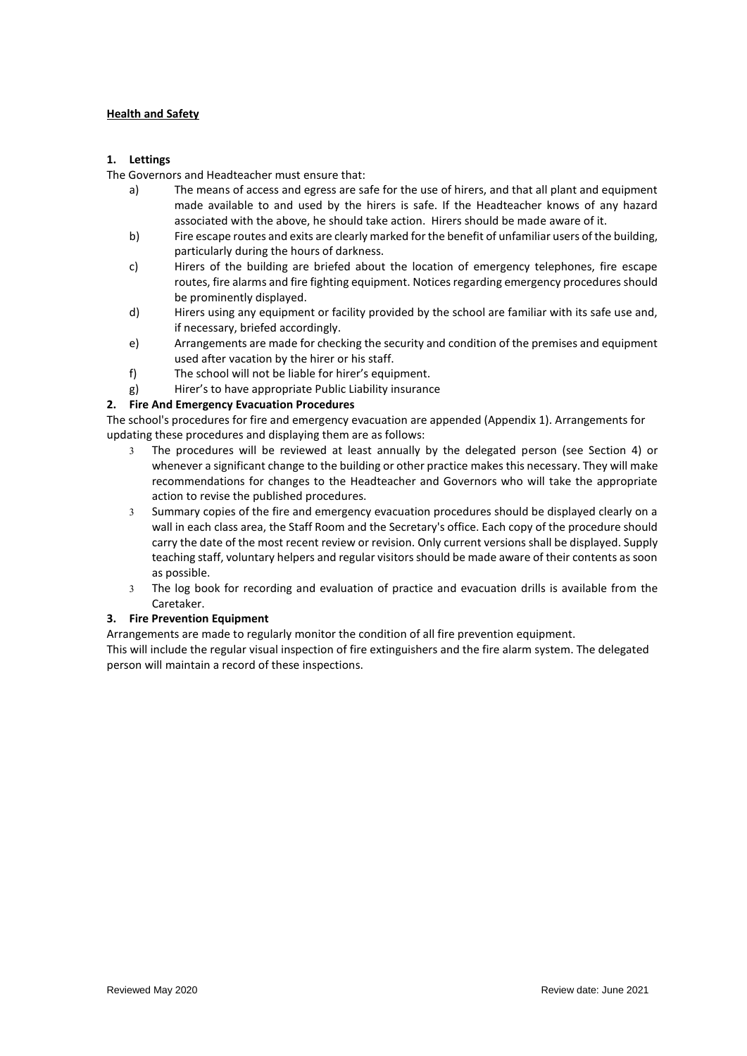**Health and Safety**

**1. Lettings**

The Governors and Headteacher must ensure that:

a) The means of access and egress are safe for the use of hirers, and that all plant and equipment made available to and used by the hirers is safe. If the Headteacher knows of any hazard associated with the above, he should take action. Hirers should be made aware of it.

b) Fire escape routes and exits are clearly marked for the benefit of unfamiliar users of the building, particularly during the hours of darkness.

c) Hirers of the building are briefed about the location of emergency telephones, fire escape routes, fire alarms and fire fighting equipment. Notices regarding emergency procedures should be prominently displayed.

d) Hirers using any equipment or facility provided by the school are familiar with its safe use and, if necessary, briefed accordingly.

e) Arrangements are made for checking the security and condition of the premises and equipment used after vacation by the hirer or his staff.

f) The school will not be liable for hirer's equipment.

g) Hirer's to have appropriate Public Liability insurance

**2. Fire And Emergency Evacuation Procedures**

The school's procedures for fire and emergency evacuation are appended (Appendix 1). Arrangements for updating these procedures and displaying them are as follows:

- The procedures will be reviewed at least annually by the delegated person (see Section 4) or whenever a significant change to the building or other practice makes this necessary. They will make recommendations for changes to the Headteacher and Governors who will take the appropriate action to revise the published procedures.
- Summary copies of the fire and emergency evacuation procedures should be displayed clearly on a wall in each class area, the Staff Room and the Secretary's office. Each copy of the procedure should carry the date of the most recent review or revision. Only current versions shall be displayed. Supply teaching staff, voluntary helpers and regular visitors should be made aware of their contents as soon as possible.
- The log book for recording and evaluation of practice and evacuation drills is available from the Caretaker.

**3. Fire Prevention Equipment**

Arrangements are made to regularly monitor the condition of all fire prevention equipment.

This will include the regular visual inspection of fire extinguishers and the fire alarm system. The delegated person will maintain a record of these inspections.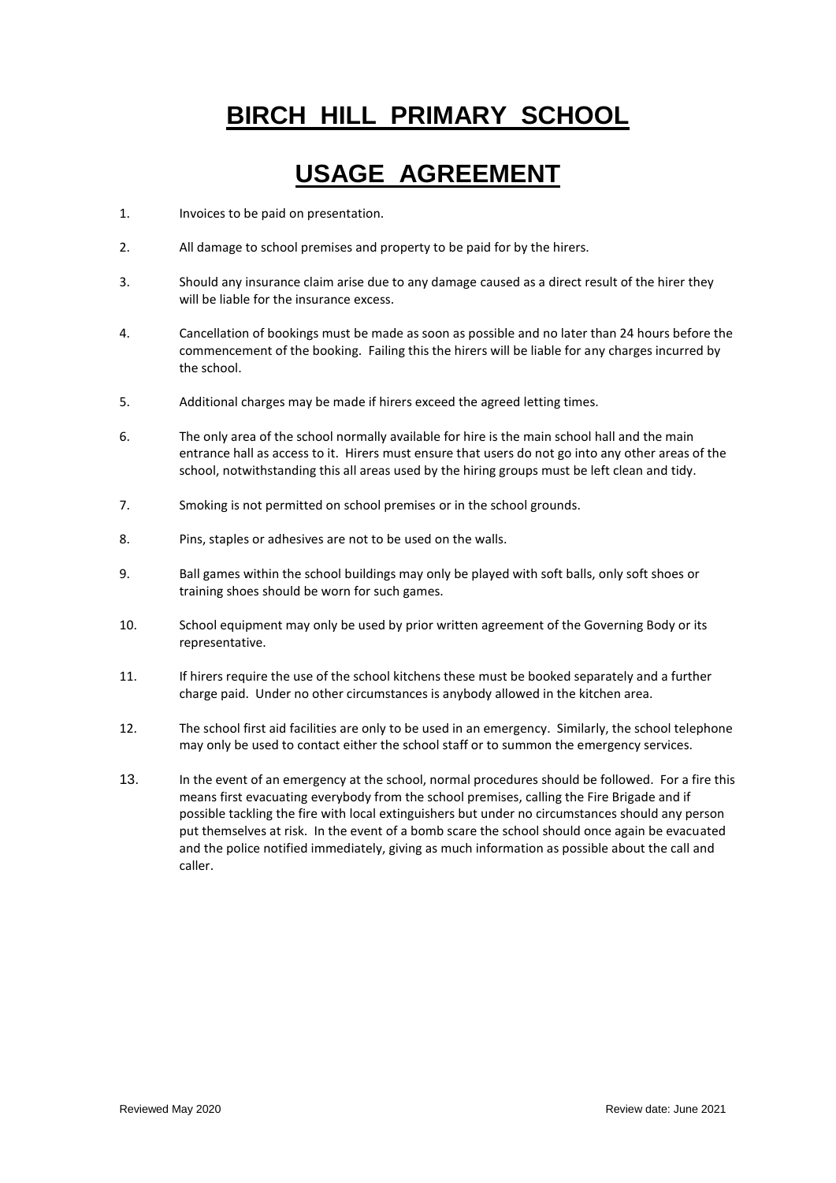# BIRCH HILL PRIMARY SCHOOL

# USAGE AGREEMENT

1. Invoices to be paid on presentation.

2. All damage to school premises and property to be paid for by the hirers.

3. Should any insurance claim arise due to any damage caused as a direct result of the hirer they will be liable for the insurance excess.

4. Cancellation of bookings must be made as soon as possible and no later than 24 hours before the commencement of the booking. Failing this the hirers will be liable for any charges incurred by the school.

5. Additional charges may be made if hirers exceed the agreed letting times.

6. The only area of the school normally available for hire is the main school hall and the main entrance hall as access to it. Hirers must ensure that users do not go into any other areas of the school, notwithstanding this all areas used by the hiring groups must be left clean and tidy.

7. Smoking is not permitted on school premises or in the school grounds.

8. Pins, staples or adhesives are not to be used on the walls.

9. Ball games within the school buildings may only be played with soft balls, only soft shoes or training shoes should be worn for such games.

10. School equipment may only be used by prior written agreement of the Governing Body or its representative.

11. If hirers require the use of the school kitchens these must be booked separately and a further charge paid. Under no other circumstances is anybody allowed in the kitchen area.

12. The school first aid facilities are only to be used in an emergency. Similarly, the school telephone may only be used to contact either the school staff or to summon the emergency services.

13. In the event of an emergency at the school, normal procedures should be followed. For a fire this means first evacuating everybody from the school premises, calling the Fire Brigade and if possible tackling the fire with local extinguishers but under no circumstances should any person put themselves at risk. In the event of a bomb scare the school should once again be evacuated and the police notified immediately, giving as much information as possible about the call and caller.

Reviewed May 2020 Review date: June 2021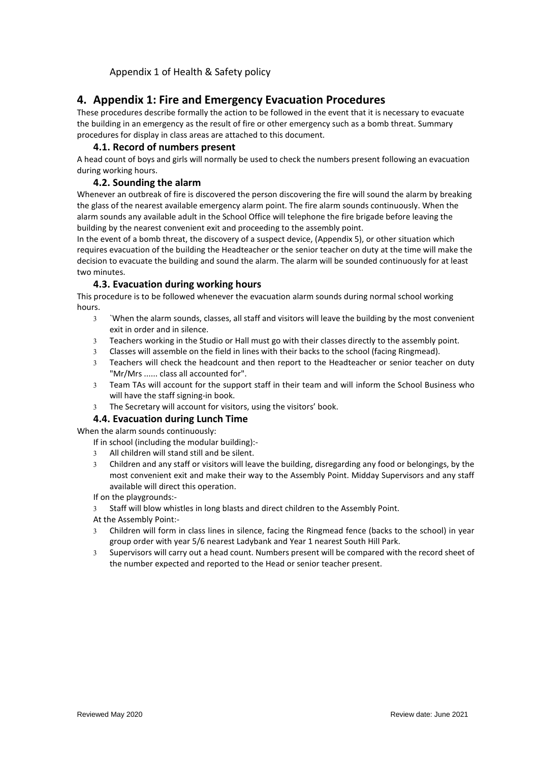Appendix 1 of Health & Safety policy

## 4. Appendix 1: Fire and Emergency Evacuation Procedures

These procedures describe formally the action to be followed in the event that it is necessary to evacuate the building in an emergency as the result of fire or other emergency such as a bomb threat. Summary procedures for display in class areas are attached to this document.

### 4.1. Record of numbers present

A head count of boys and girls will normally be used to check the numbers present following an evacuation during working hours.

### 4.2. Sounding the alarm

Whenever an outbreak of fire is discovered the person discovering the fire will sound the alarm by breaking the glass of the nearest available emergency alarm point. The fire alarm sounds continuously. When the alarm sounds any available adult in the School Office will telephone the fire brigade before leaving the building by the nearest convenient exit and proceeding to the assembly point.

In the event of a bomb threat, the discovery of a suspect device, (Appendix 5), or other situation which requires evacuation of the building the Headteacher or the senior teacher on duty at the time will make the decision to evacuate the building and sound the alarm. The alarm will be sounded continuously for at least two minutes.

### 4.3. Evacuation during working hours

This procedure is to be followed whenever the evacuation alarm sounds during normal school working hours.

- `When the alarm sounds, classes, all staff and visitors will leave the building by the most convenient exit in order and in silence.
- Teachers working in the Studio or Hall must go with their classes directly to the assembly point.
- Classes will assemble on the field in lines with their backs to the school (facing Ringmead).
- Teachers will check the headcount and then report to the Headteacher or senior teacher on duty "Mr/Mrs ...... class all accounted for".
- Team TAs will account for the support staff in their team and will inform the School Business who will have the staff signing-in book.
- The Secretary will account for visitors, using the visitors' book.

### 4.4. Evacuation during Lunch Time

When the alarm sounds continuously:

If in school (including the modular building):-

- All children will stand still and be silent.
- Children and any staff or visitors will leave the building, disregarding any food or belongings, by the most convenient exit and make their way to the Assembly Point. Midday Supervisors and any staff available will direct this operation.

If on the playgrounds:-

- Staff will blow whistles in long blasts and direct children to the Assembly Point.

At the Assembly Point:-

- Children will form in class lines in silence, facing the Ringmead fence (backs to the school) in year group order with year 5/6 nearest Ladybank and Year 1 nearest South Hill Park.
- Supervisors will carry out a head count. Numbers present will be compared with the record sheet of the number expected and reported to the Head or senior teacher present.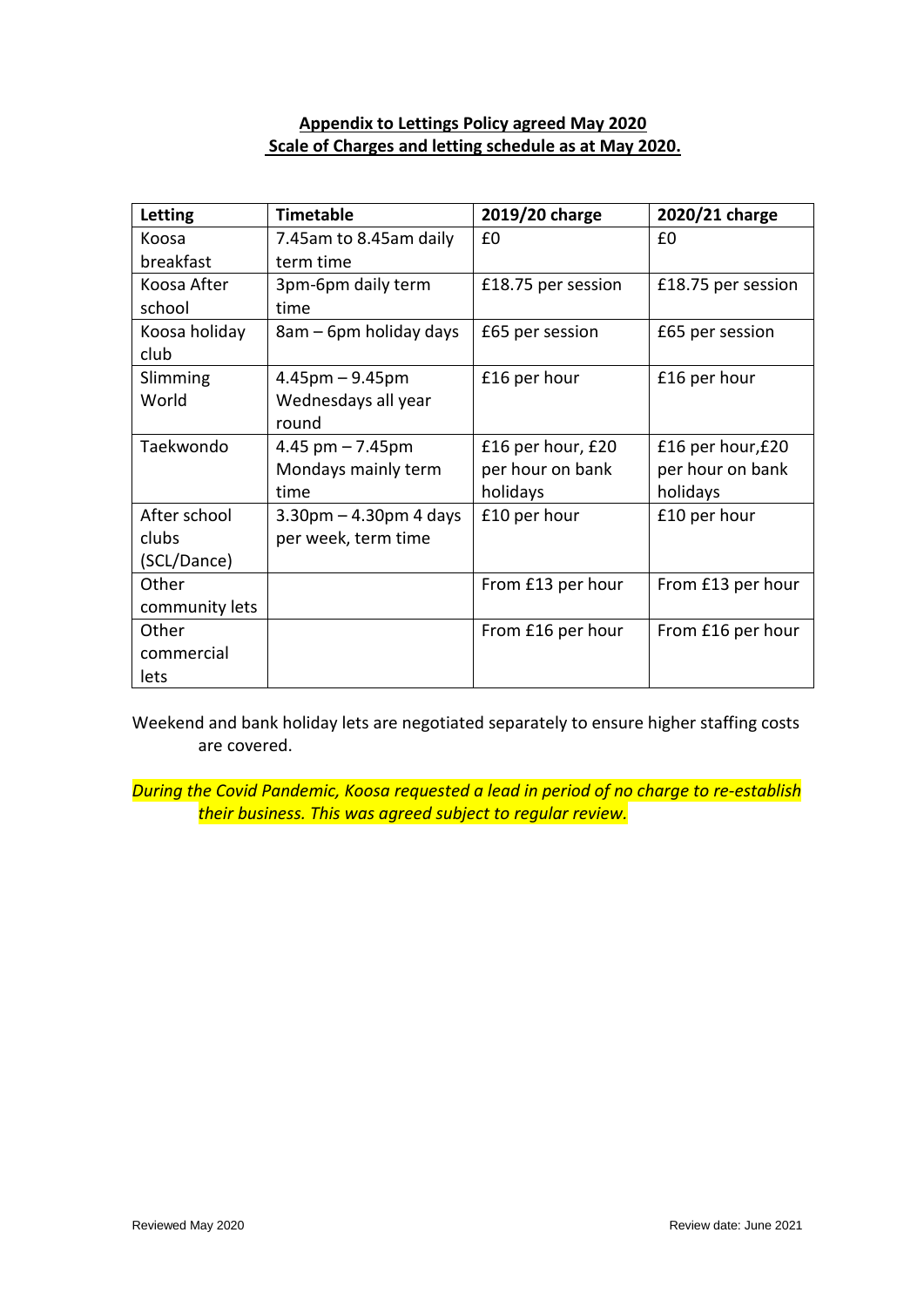**Appendix to Lettings Policy agreed May 2020**
**Scale of Charges and letting schedule as at May 2020.**

| Letting | Timetable | 2019/20 charge | 2020/21 charge |
|---|---|---|---|
| Koosa breakfast | 7.45am to 8.45am daily term time | £0 | £0 |
| Koosa After school | 3pm-6pm daily term time | £18.75 per session | £18.75 per session |
| Koosa holiday club | 8am – 6pm holiday days | £65 per session | £65 per session |
| Slimming World | 4.45pm – 9.45pm Wednesdays all year round | £16 per hour | £16 per hour |
| Taekwondo | 4.45 pm – 7.45pm Mondays mainly term time | £16 per hour, £20 per hour on bank holidays | £16 per hour,£20 per hour on bank holidays |
| After school clubs (SCL/Dance) | 3.30pm – 4.30pm 4 days per week, term time | £10 per hour | £10 per hour |
| Other community lets | | From £13 per hour | From £13 per hour |
| Other commercial lets | | From £16 per hour | From £16 per hour |

Weekend and bank holiday lets are negotiated separately to ensure higher staffing costs are covered.

*During the Covid Pandemic, Koosa requested a lead in period of no charge to re-establish their business. This was agreed subject to regular review.*